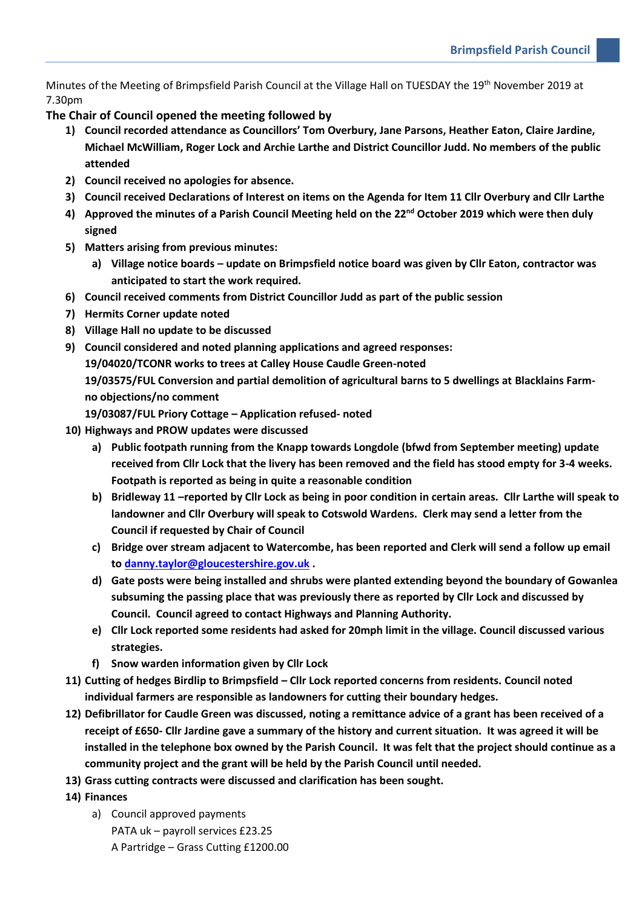Minutes of the Meeting of Brimpsfield Parish Council at the Village Hall on TUESDAY the 19th November 2019 at 7.30pm

**The Chair of Council opened the meeting followed by**

1) **Council recorded attendance as Councillors' Tom Overbury, Jane Parsons, Heather Eaton, Claire Jardine, Michael McWilliam, Roger Lock and Archie Larthe and District Councillor Judd. No members of the public attended**
2) **Council received no apologies for absence.**
3) **Council received Declarations of Interest on items on the Agenda for Item 11 Cllr Overbury and Cllr Larthe**
4) **Approved the minutes of a Parish Council Meeting held on the 22nd October 2019 which were then duly signed**
5) **Matters arising from previous minutes:**
   a) **Village notice boards – update on Brimpsfield notice board was given by Cllr Eaton, contractor was anticipated to start the work required.**
6) **Council received comments from District Councillor Judd as part of the public session**
7) **Hermits Corner update noted**
8) **Village Hall no update to be discussed**
9) **Council considered and noted planning applications and agreed responses:**
   **19/04020/TCONR works to trees at Calley House Caudle Green-noted**
   **19/03575/FUL Conversion and partial demolition of agricultural barns to 5 dwellings at Blacklains Farm- no objections/no comment**
   **19/03087/FUL Priory Cottage – Application refused- noted**
10) **Highways and PROW updates were discussed**
    a) **Public footpath running from the Knapp towards Longdole (bfwd from September meeting) update received from Cllr Lock that the livery has been removed and the field has stood empty for 3-4 weeks. Footpath is reported as being in quite a reasonable condition**
    b) **Bridleway 11 –reported by Cllr Lock as being in poor condition in certain areas. Cllr Larthe will speak to landowner and Cllr Overbury will speak to Cotswold Wardens. Clerk may send a letter from the Council if requested by Chair of Council**
    c) **Bridge over stream adjacent to Watercombe, has been reported and Clerk will send a follow up email to danny.taylor@gloucestershire.gov.uk .**
    d) **Gate posts were being installed and shrubs were planted extending beyond the boundary of Gowanlea subsuming the passing place that was previously there as reported by Cllr Lock and discussed by Council. Council agreed to contact Highways and Planning Authority.**
    e) **Cllr Lock reported some residents had asked for 20mph limit in the village. Council discussed various strategies.**
    f) **Snow warden information given by Cllr Lock**
11) **Cutting of hedges Birdlip to Brimpsfield – Cllr Lock reported concerns from residents. Council noted individual farmers are responsible as landowners for cutting their boundary hedges.**
12) **Defibrillator for Caudle Green was discussed, noting a remittance advice of a grant has been received of a receipt of £650- Cllr Jardine gave a summary of the history and current situation. It was agreed it will be installed in the telephone box owned by the Parish Council. It was felt that the project should continue as a community project and the grant will be held by the Parish Council until needed.**
13) **Grass cutting contracts were discussed and clarification has been sought.**
14) **Finances**
    a) Council approved payments
       PATA uk – payroll services £23.25
       A Partridge – Grass Cutting £1200.00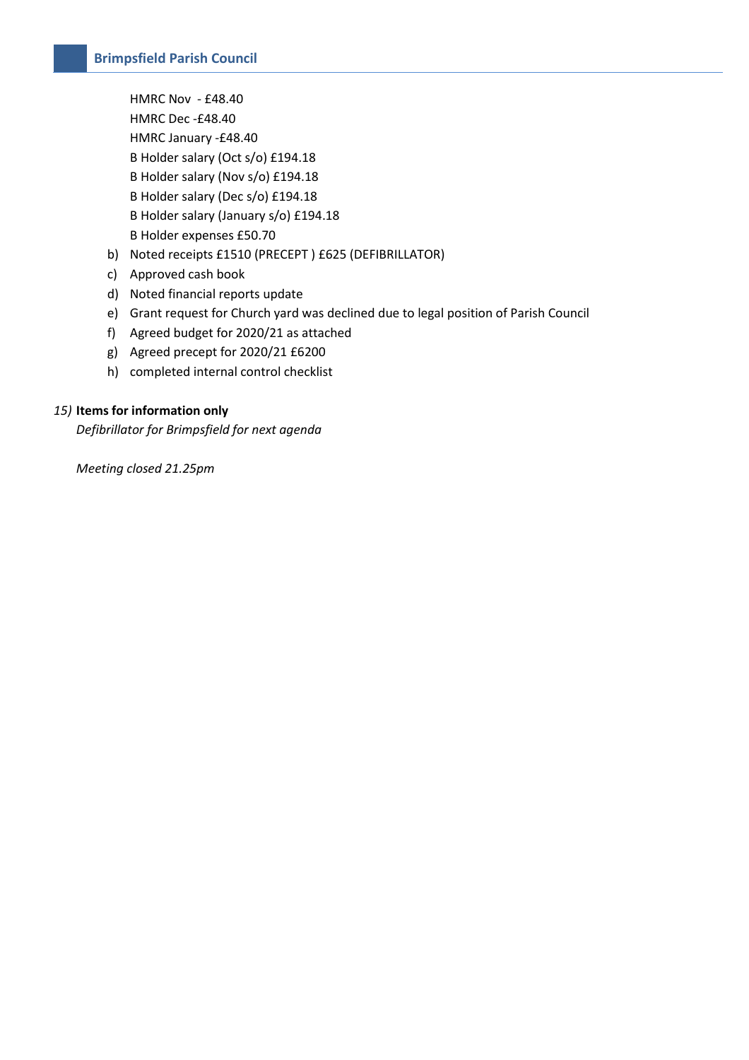HMRC Nov - £48.40
HMRC Dec -£48.40
HMRC January -£48.40
B Holder salary (Oct s/o) £194.18
B Holder salary (Nov s/o) £194.18
B Holder salary (Dec s/o) £194.18
B Holder salary (January s/o) £194.18
B Holder expenses £50.70

b) Noted receipts £1510 (PRECEPT ) £625 (DEFIBRILLATOR)
c) Approved cash book
d) Noted financial reports update
e) Grant request for Church yard was declined due to legal position of Parish Council
f) Agreed budget for 2020/21 as attached
g) Agreed precept for 2020/21 £6200
h) completed internal control checklist

*15)* **Items for information only**

*Defibrillator for Brimpsfield for next agenda*

*Meeting closed 21.25pm*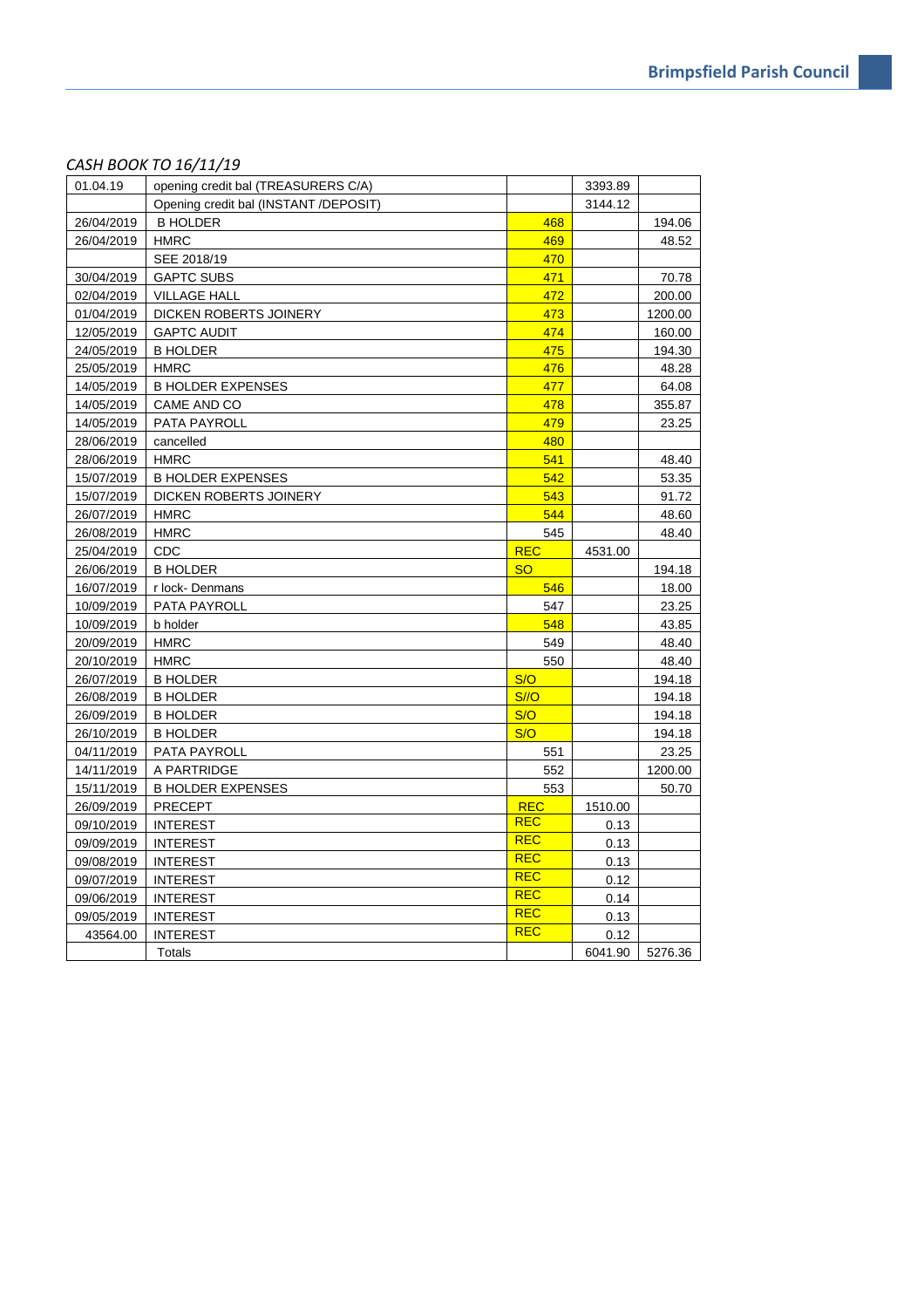*CASH BOOK TO 16/11/19*

| | | | | |
|---|---|---|---|---|
| 01.04.19 | opening credit bal (TREASURERS C/A) | | 3393.89 | |
| | Opening credit bal (INSTANT /DEPOSIT) | | 3144.12 | |
| 26/04/2019 | B HOLDER | 468 | | 194.06 |
| 26/04/2019 | HMRC | 469 | | 48.52 |
| | SEE 2018/19 | 470 | | |
| 30/04/2019 | GAPTC SUBS | 471 | | 70.78 |
| 02/04/2019 | VILLAGE HALL | 472 | | 200.00 |
| 01/04/2019 | DICKEN ROBERTS JOINERY | 473 | | 1200.00 |
| 12/05/2019 | GAPTC AUDIT | 474 | | 160.00 |
| 24/05/2019 | B HOLDER | 475 | | 194.30 |
| 25/05/2019 | HMRC | 476 | | 48.28 |
| 14/05/2019 | B HOLDER EXPENSES | 477 | | 64.08 |
| 14/05/2019 | CAME AND CO | 478 | | 355.87 |
| 14/05/2019 | PATA PAYROLL | 479 | | 23.25 |
| 28/06/2019 | cancelled | 480 | | |
| 28/06/2019 | HMRC | 541 | | 48.40 |
| 15/07/2019 | B HOLDER EXPENSES | 542 | | 53.35 |
| 15/07/2019 | DICKEN ROBERTS JOINERY | 543 | | 91.72 |
| 26/07/2019 | HMRC | 544 | | 48.60 |
| 26/08/2019 | HMRC | 545 | | 48.40 |
| 25/04/2019 | CDC | REC | 4531.00 | |
| 26/06/2019 | B HOLDER | SO | | 194.18 |
| 16/07/2019 | r lock- Denmans | 546 | | 18.00 |
| 10/09/2019 | PATA PAYROLL | 547 | | 23.25 |
| 10/09/2019 | b holder | 548 | | 43.85 |
| 20/09/2019 | HMRC | 549 | | 48.40 |
| 20/10/2019 | HMRC | 550 | | 48.40 |
| 26/07/2019 | B HOLDER | S/O | | 194.18 |
| 26/08/2019 | B HOLDER | S//O | | 194.18 |
| 26/09/2019 | B HOLDER | S/O | | 194.18 |
| 26/10/2019 | B HOLDER | S/O | | 194.18 |
| 04/11/2019 | PATA PAYROLL | 551 | | 23.25 |
| 14/11/2019 | A PARTRIDGE | 552 | | 1200.00 |
| 15/11/2019 | B HOLDER EXPENSES | 553 | | 50.70 |
| 26/09/2019 | PRECEPT | REC | 1510.00 | |
| 09/10/2019 | INTEREST | REC | 0.13 | |
| 09/09/2019 | INTEREST | REC | 0.13 | |
| 09/08/2019 | INTEREST | REC | 0.13 | |
| 09/07/2019 | INTEREST | REC | 0.12 | |
| 09/06/2019 | INTEREST | REC | 0.14 | |
| 09/05/2019 | INTEREST | REC | 0.13 | |
| 43564.00 | INTEREST | REC | 0.12 | |
| | Totals | | 6041.90 | 5276.36 |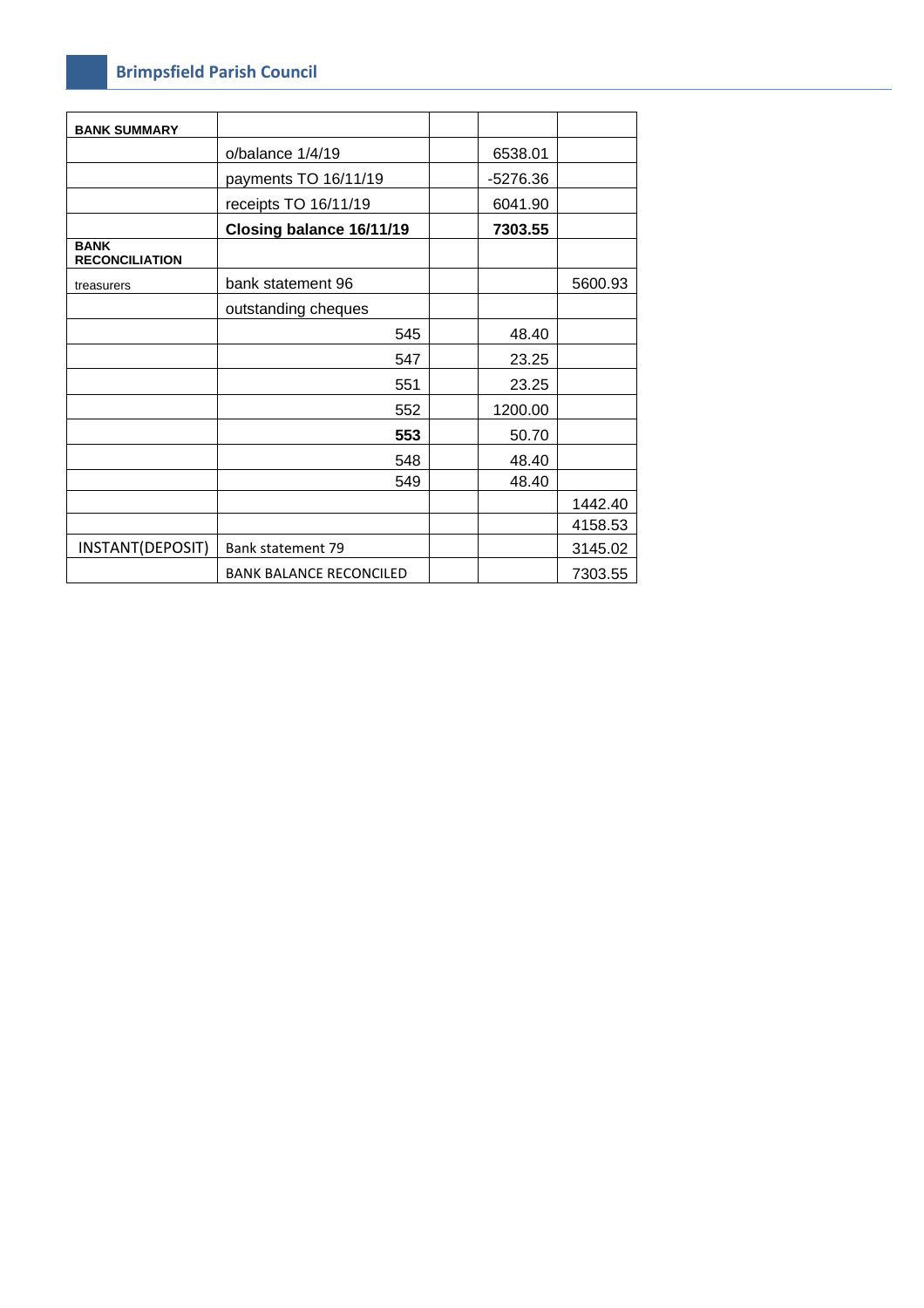| BANK SUMMARY | | | | |
|---|---|---|---|---|
| | o/balance 1/4/19 | | 6538.01 | |
| | payments TO 16/11/19 | | -5276.36 | |
| | receipts TO 16/11/19 | | 6041.90 | |
| | **Closing balance 16/11/19** | | **7303.55** | |
| **BANK RECONCILIATION** | | | | |
| treasurers | bank statement 96 | | | 5600.93 |
| | outstanding cheques | | | |
| | 545 | | 48.40 | |
| | 547 | | 23.25 | |
| | 551 | | 23.25 | |
| | 552 | | 1200.00 | |
| | **553** | | 50.70 | |
| | 548 | | 48.40 | |
| | 549 | | 48.40 | |
| | | | | 1442.40 |
| | | | | 4158.53 |
| INSTANT(DEPOSIT) | Bank statement 79 | | | 3145.02 |
| | BANK BALANCE RECONCILED | | | 7303.55 |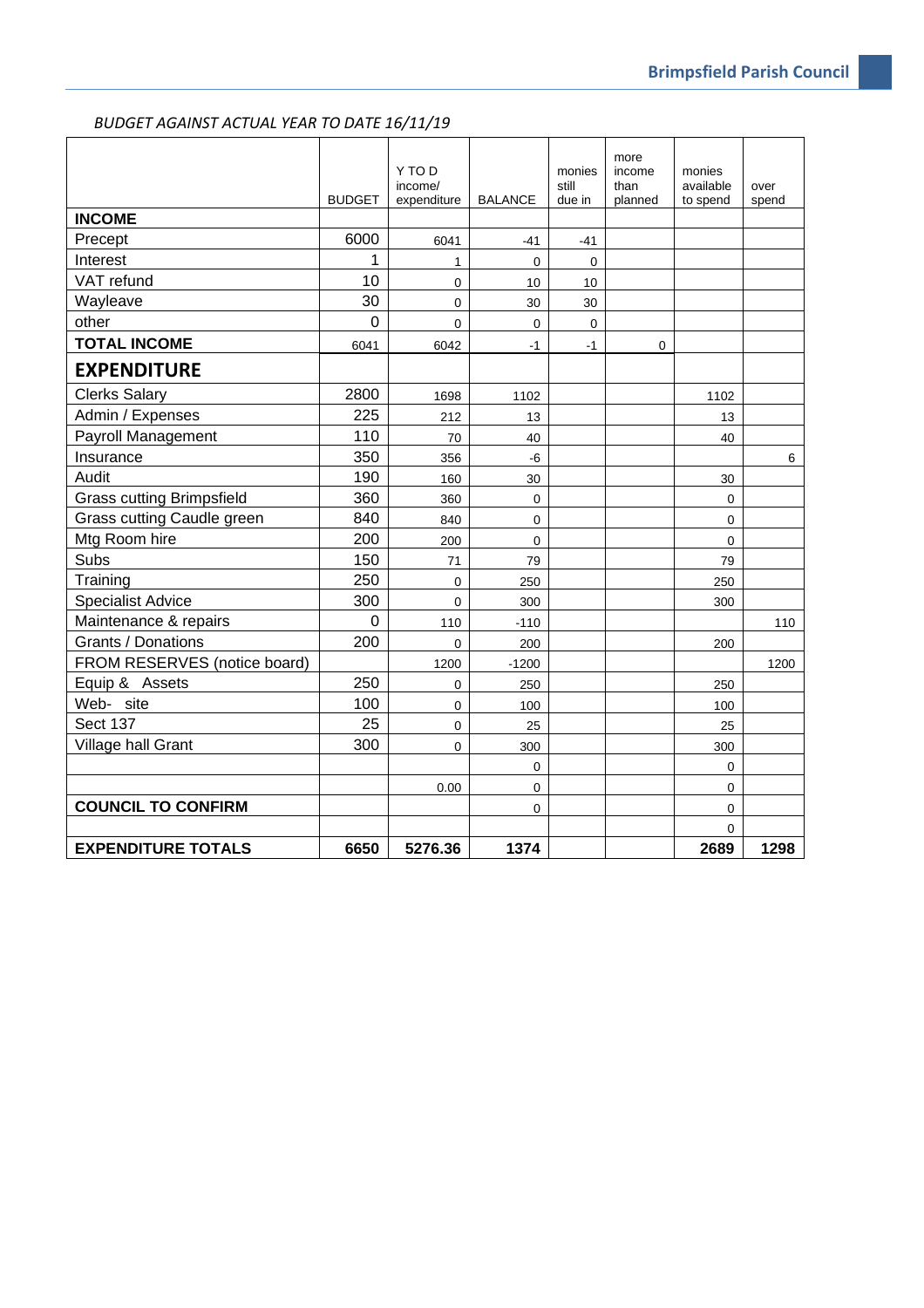*BUDGET AGAINST ACTUAL YEAR TO DATE 16/11/19*

| | BUDGET | Y TO D income/ expenditure | BALANCE | monies still due in | more income than planned | monies available to spend | over spend |
|---|---|---|---|---|---|---|---|
| **INCOME** | | | | | | | |
| Precept | 6000 | 6041 | -41 | -41 | | | |
| Interest | 1 | 1 | 0 | 0 | | | |
| VAT refund | 10 | 0 | 10 | 10 | | | |
| Wayleave | 30 | 0 | 30 | 30 | | | |
| other | 0 | 0 | 0 | 0 | | | |
| **TOTAL INCOME** | 6041 | 6042 | -1 | -1 | 0 | | |
| **EXPENDITURE** | | | | | | | |
| Clerks Salary | 2800 | 1698 | 1102 | | | 1102 | |
| Admin / Expenses | 225 | 212 | 13 | | | 13 | |
| Payroll Management | 110 | 70 | 40 | | | 40 | |
| Insurance | 350 | 356 | -6 | | | | 6 |
| Audit | 190 | 160 | 30 | | | 30 | |
| Grass cutting Brimpsfield | 360 | 360 | 0 | | | 0 | |
| Grass cutting Caudle green | 840 | 840 | 0 | | | 0 | |
| Mtg Room hire | 200 | 200 | 0 | | | 0 | |
| Subs | 150 | 71 | 79 | | | 79 | |
| Training | 250 | 0 | 250 | | | 250 | |
| Specialist Advice | 300 | 0 | 300 | | | 300 | |
| Maintenance & repairs | 0 | 110 | -110 | | | | 110 |
| Grants / Donations | 200 | 0 | 200 | | | 200 | |
| FROM RESERVES (notice board) | | 1200 | -1200 | | | | 1200 |
| Equip & Assets | 250 | 0 | 250 | | | 250 | |
| Web- site | 100 | 0 | 100 | | | 100 | |
| Sect 137 | 25 | 0 | 25 | | | 25 | |
| Village hall Grant | 300 | 0 | 300 | | | 300 | |
| | | | 0 | | | 0 | |
| | | 0.00 | 0 | | | 0 | |
| **COUNCIL TO CONFIRM** | | | 0 | | | 0 | |
| | | | | | | 0 | |
| **EXPENDITURE TOTALS** | **6650** | **5276.36** | **1374** | | | **2689** | **1298** |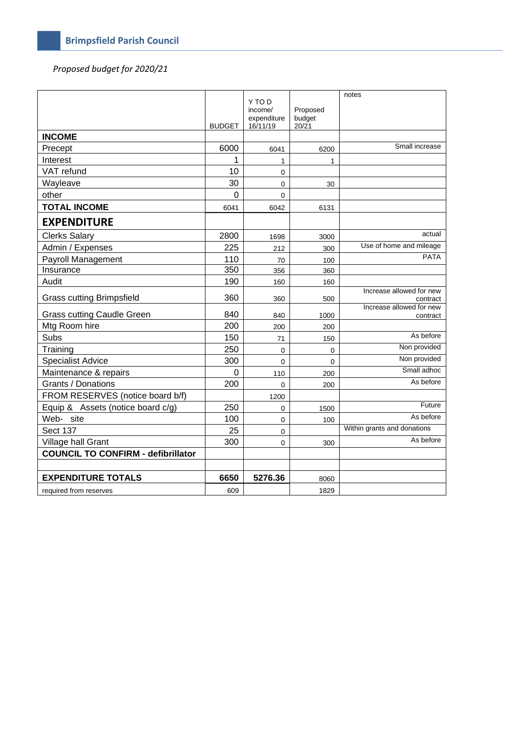## Brimpsfield Parish Council

*Proposed budget for 2020/21*

| | BUDGET | Y TO D income/ expenditure 16/11/19 | Proposed budget 20/21 | notes |
|---|---|---|---|---|
| **INCOME** | | | | |
| Precept | 6000 | 6041 | 6200 | Small increase |
| Interest | 1 | 1 | 1 | |
| VAT refund | 10 | 0 | | |
| Wayleave | 30 | 0 | 30 | |
| other | 0 | 0 | | |
| **TOTAL INCOME** | 6041 | 6042 | 6131 | |
| **EXPENDITURE** | | | | |
| Clerks Salary | 2800 | 1698 | 3000 | actual |
| Admin / Expenses | 225 | 212 | 300 | Use of home and mileage |
| Payroll Management | 110 | 70 | 100 | PATA |
| Insurance | 350 | 356 | 360 | |
| Audit | 190 | 160 | 160 | |
| Grass cutting Brimpsfield | 360 | 360 | 500 | Increase allowed for new contract |
| Grass cutting Caudle Green | 840 | 840 | 1000 | Increase allowed for new contract |
| Mtg Room hire | 200 | 200 | 200 | |
| Subs | 150 | 71 | 150 | As before |
| Training | 250 | 0 | 0 | Non provided |
| Specialist Advice | 300 | 0 | 0 | Non provided |
| Maintenance & repairs | 0 | 110 | 200 | Small adhoc |
| Grants / Donations | 200 | 0 | 200 | As before |
| FROM RESERVES (notice board b/f) | | 1200 | | |
| Equip & Assets (notice board c/g) | 250 | 0 | 1500 | Future |
| Web- site | 100 | 0 | 100 | As before |
| Sect 137 | 25 | 0 | | Within grants and donations |
| Village hall Grant | 300 | 0 | 300 | As before |
| **COUNCIL TO CONFIRM - defibrillator** | | | | |
| | | | | |
| **EXPENDITURE TOTALS** | **6650** | **5276.36** | 8060 | |
| required from reserves | 609 | | 1829 | |